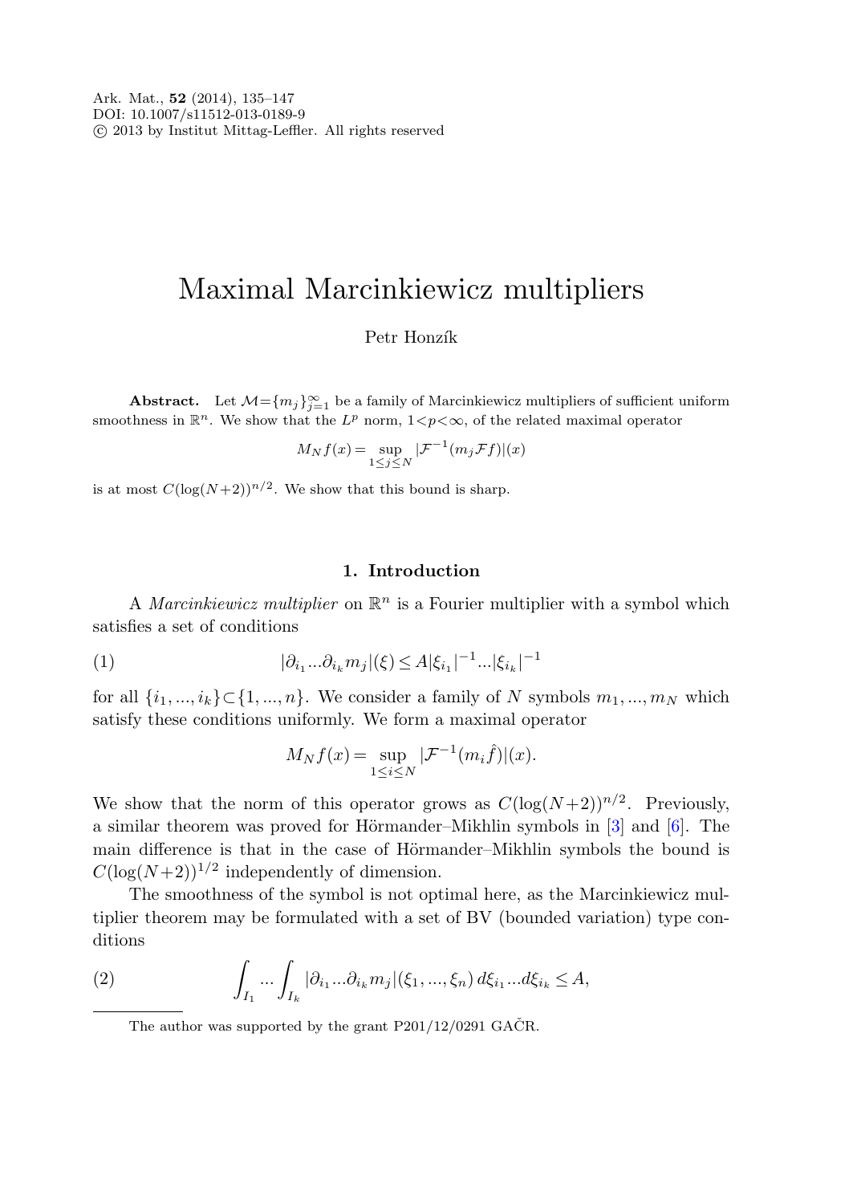Ark. Mat., **52** (2014), 135–147
DOI: 10.1007/s11512-013-0189-9
© 2013 by Institut Mittag-Leffler. All rights reserved

# Maximal Marcinkiewicz multipliers

Petr Honzík

**Abstract.** Let $\mathcal{M}=\{m_j\}_{j=1}^{\infty}$ be a family of Marcinkiewicz multipliers of sufficient uniform smoothness in $\mathbb{R}^n$. We show that the $L^p$ norm, $1<p<\infty$, of the related maximal operator

$$M_N f(x)=\sup_{1\leq j\leq N}|\mathcal{F}^{-1}(m_j\mathcal{F}f)|(x)$$

is at most $C(\log(N+2))^{n/2}$. We show that this bound is sharp.

## 1. Introduction

A *Marcinkiewicz multiplier* on $\mathbb{R}^n$ is a Fourier multiplier with a symbol which satisfies a set of conditions

$$|\partial_{i_1}...\partial_{i_k}m_j|(\xi)\leq A|\xi_{i_1}|^{-1}...|\xi_{i_k}|^{-1} \tag{1}$$

for all $\{i_1,...,i_k\}\subset\{1,...,n\}$. We consider a family of $N$ symbols $m_1,...,m_N$ which satisfy these conditions uniformly. We form a maximal operator

$$M_N f(x)=\sup_{1\leq i\leq N}|\mathcal{F}^{-1}(m_i\hat{f})|(x).$$

We show that the norm of this operator grows as $C(\log(N+2))^{n/2}$. Previously, a similar theorem was proved for Hörmander–Mikhlin symbols in [3] and [6]. The main difference is that in the case of Hörmander–Mikhlin symbols the bound is $C(\log(N+2))^{1/2}$ independently of dimension.

The smoothness of the symbol is not optimal here, as the Marcinkiewicz multiplier theorem may be formulated with a set of BV (bounded variation) type conditions

$$\int_{I_1}...\int_{I_k}|\partial_{i_1}...\partial_{i_k}m_j|(\xi_1,...,\xi_n)\,d\xi_{i_1}...d\xi_{i_k}\leq A, \tag{2}$$

The author was supported by the grant P201/12/0291 GAČR.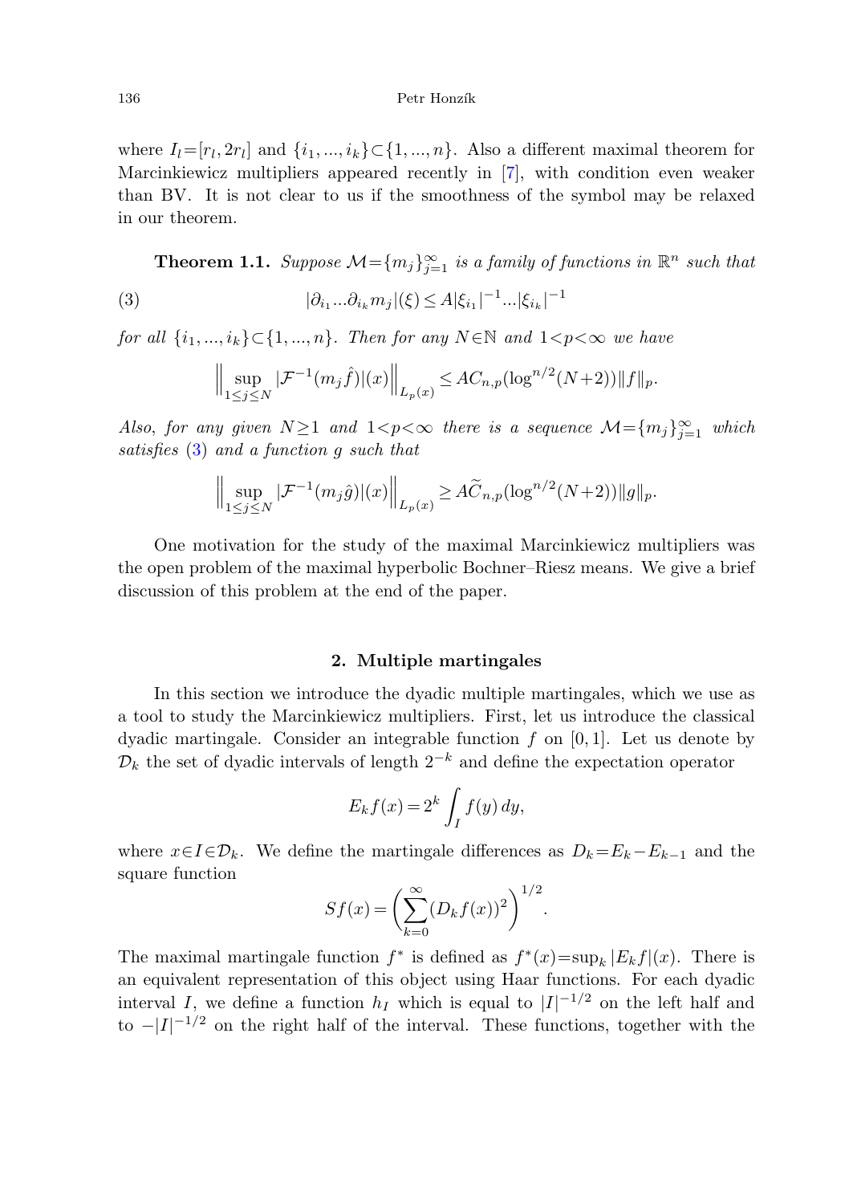where $I_l=[r_l, 2r_l]$ and $\{i_1, ..., i_k\}\subset\{1, ..., n\}$. Also a different maximal theorem for Marcinkiewicz multipliers appeared recently in [7], with condition even weaker than BV. It is not clear to us if the smoothness of the symbol may be relaxed in our theorem.

**Theorem 1.1.** *Suppose $\mathcal{M}=\{m_j\}_{j=1}^{\infty}$ is a family of functions in $\mathbb{R}^n$ such that*

$$|\partial_{i_1}...\partial_{i_k} m_j|(\xi)\le A|\xi_{i_1}|^{-1}...|\xi_{i_k}|^{-1} \tag{3}$$

*for all $\{i_1, ..., i_k\}\subset\{1, ..., n\}$. Then for any $N\in\mathbb{N}$ and $1<p<\infty$ we have*

$$\Big\|\sup_{1\le j\le N}|\mathcal{F}^{-1}(m_j\hat{f})|(x)\Big\|_{L_p(x)}\le AC_{n,p}(\log^{n/2}(N+2))\|f\|_p.$$

*Also, for any given $N\ge 1$ and $1<p<\infty$ there is a sequence $\mathcal{M}=\{m_j\}_{j=1}^{\infty}$ which satisfies (3) and a function $g$ such that*

$$\Big\|\sup_{1\le j\le N}|\mathcal{F}^{-1}(m_j\hat{g})|(x)\Big\|_{L_p(x)}\ge A\widetilde{C}_{n,p}(\log^{n/2}(N+2))\|g\|_p.$$

One motivation for the study of the maximal Marcinkiewicz multipliers was the open problem of the maximal hyperbolic Bochner–Riesz means. We give a brief discussion of this problem at the end of the paper.

## 2. Multiple martingales

In this section we introduce the dyadic multiple martingales, which we use as a tool to study the Marcinkiewicz multipliers. First, let us introduce the classical dyadic martingale. Consider an integrable function $f$ on $[0,1]$. Let us denote by $\mathcal{D}_k$ the set of dyadic intervals of length $2^{-k}$ and define the expectation operator

$$E_k f(x)=2^k\int_I f(y)\,dy,$$

where $x\in I\in\mathcal{D}_k$. We define the martingale differences as $D_k=E_k-E_{k-1}$ and the square function

$$Sf(x)=\bigg(\sum_{k=0}^{\infty}(D_k f(x))^2\bigg)^{1/2}.$$

The maximal martingale function $f^*$ is defined as $f^*(x)=\sup_k|E_k f|(x)$. There is an equivalent representation of this object using Haar functions. For each dyadic interval $I$, we define a function $h_I$ which is equal to $|I|^{-1/2}$ on the left half and to $-|I|^{-1/2}$ on the right half of the interval. These functions, together with the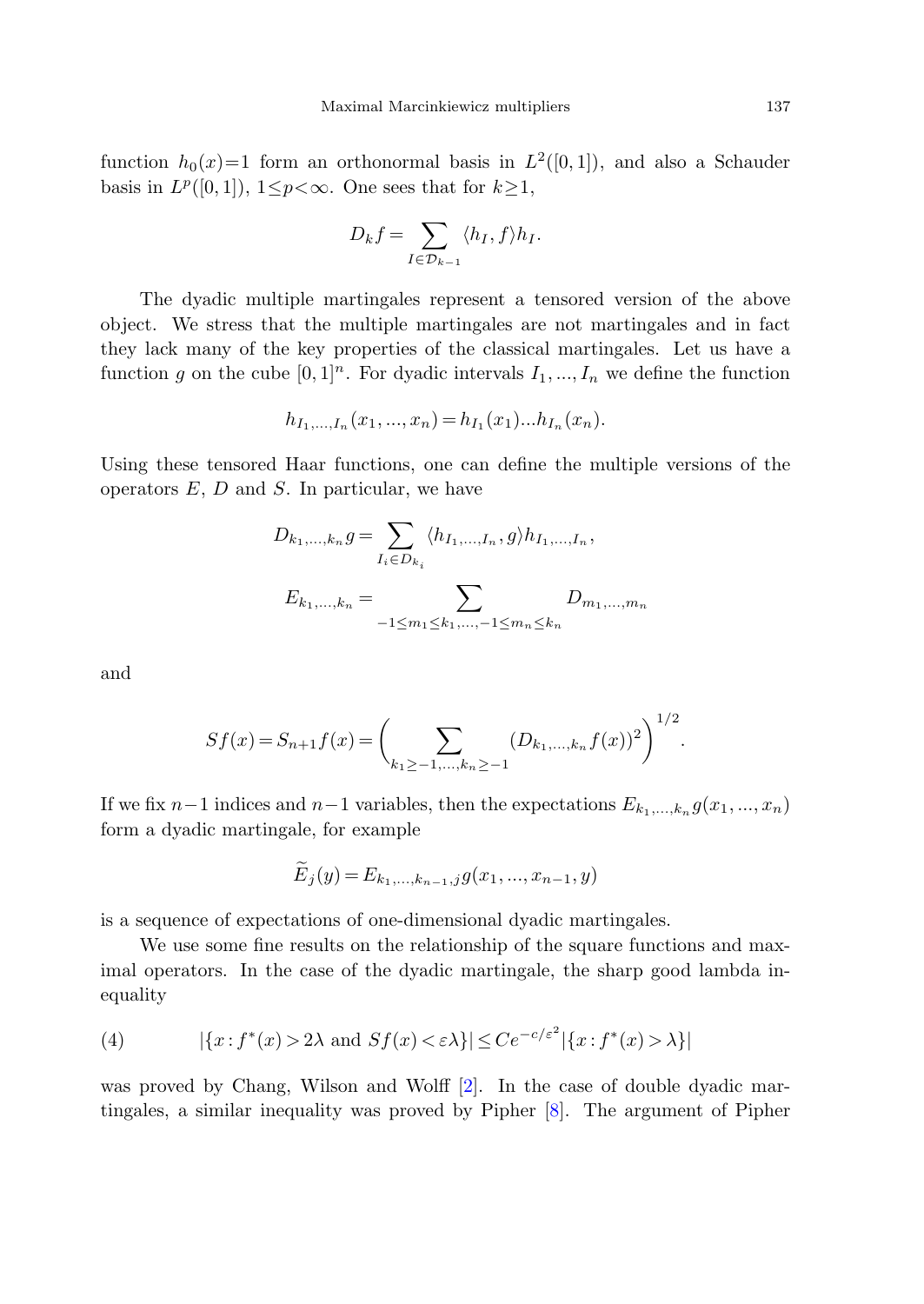function $h_0(x)=1$ form an orthonormal basis in $L^2([0,1])$, and also a Schauder basis in $L^p([0,1])$, $1\le p<\infty$. One sees that for $k\ge 1$,

$$D_k f = \sum_{I\in\mathcal{D}_{k-1}} \langle h_I, f\rangle h_I.$$

The dyadic multiple martingales represent a tensored version of the above object. We stress that the multiple martingales are not martingales and in fact they lack many of the key properties of the classical martingales. Let us have a function $g$ on the cube $[0,1]^n$. For dyadic intervals $I_1,...,I_n$ we define the function

$$h_{I_1,...,I_n}(x_1,...,x_n) = h_{I_1}(x_1)...h_{I_n}(x_n).$$

Using these tensored Haar functions, one can define the multiple versions of the operators $E$, $D$ and $S$. In particular, we have

$$D_{k_1,...,k_n} g = \sum_{I_i\in D_{k_i}} \langle h_{I_1,...,I_n}, g\rangle h_{I_1,...,I_n},$$

$$E_{k_1,...,k_n} = \sum_{-1\le m_1\le k_1,...,-1\le m_n\le k_n} D_{m_1,...,m_n}$$

and

$$Sf(x) = S_{n+1}f(x) = \biggl(\sum_{k_1\ge -1,...,k_n\ge -1} (D_{k_1,...,k_n} f(x))^2\biggr)^{1/2}.$$

If we fix $n-1$ indices and $n-1$ variables, then the expectations $E_{k_1,...,k_n} g(x_1,...,x_n)$ form a dyadic martingale, for example

$$\widetilde{E}_j(y) = E_{k_1,...,k_{n-1},j}\, g(x_1,...,x_{n-1},y)$$

is a sequence of expectations of one-dimensional dyadic martingales.

We use some fine results on the relationship of the square functions and maximal operators. In the case of the dyadic martingale, the sharp good lambda inequality

$$|\{x : f^*(x) > 2\lambda \text{ and } Sf(x) < \varepsilon\lambda\}| \le Ce^{-c/\varepsilon^2} |\{x : f^*(x) > \lambda\}| \tag{4}$$

was proved by Chang, Wilson and Wolff [2]. In the case of double dyadic martingales, a similar inequality was proved by Pipher [8]. The argument of Pipher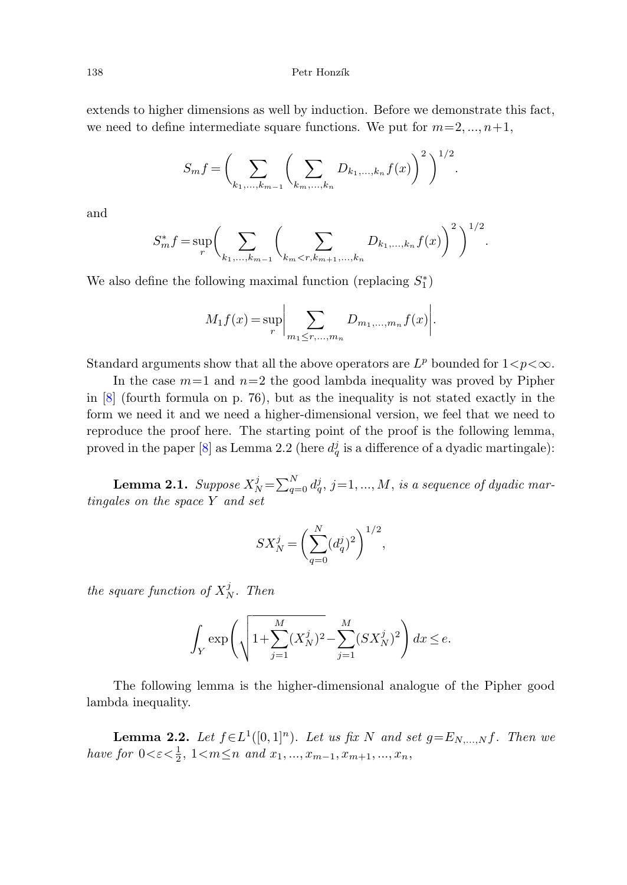extends to higher dimensions as well by induction. Before we demonstrate this fact, we need to define intermediate square functions. We put for $m=2, ..., n+1$,

$$S_m f = \left( \sum_{k_1,...,k_{m-1}} \left( \sum_{k_m,...,k_n} D_{k_1,...,k_n} f(x) \right)^2 \right)^{1/2}.$$

and

$$S_m^* f = \sup_r \left( \sum_{k_1,...,k_{m-1}} \left( \sum_{k_m<r,k_{m+1},...,k_n} D_{k_1,...,k_n} f(x) \right)^2 \right)^{1/2}.$$

We also define the following maximal function (replacing $S_1^*$)

$$M_1 f(x) = \sup_r \left| \sum_{m_1 \le r,...,m_n} D_{m_1,...,m_n} f(x) \right|.$$

Standard arguments show that all the above operators are $L^p$ bounded for $1<p<\infty$.

In the case $m=1$ and $n=2$ the good lambda inequality was proved by Pipher in [8] (fourth formula on p. 76), but as the inequality is not stated exactly in the form we need it and we need a higher-dimensional version, we feel that we need to reproduce the proof here. The starting point of the proof is the following lemma, proved in the paper [8] as Lemma 2.2 (here $d_q^j$ is a difference of a dyadic martingale):

**Lemma 2.1.** *Suppose $X_N^j = \sum_{q=0}^N d_q^j$, $j=1, ..., M$, is a sequence of dyadic martingales on the space $Y$ and set*

$$SX_N^j = \left( \sum_{q=0}^N (d_q^j)^2 \right)^{1/2},$$

*the square function of $X_N^j$. Then*

$$\int_Y \exp\left( \sqrt{1 + \sum_{j=1}^M (X_N^j)^2} - \sum_{j=1}^M (SX_N^j)^2 \right) dx \le e.$$

The following lemma is the higher-dimensional analogue of the Pipher good lambda inequality.

**Lemma 2.2.** *Let $f \in L^1([0,1]^n)$. Let us fix $N$ and set $g = E_{N,...,N} f$. Then we have for $0<\varepsilon<\frac{1}{2}$, $1<m\le n$ and $x_1, ..., x_{m-1}, x_{m+1}, ..., x_n$,*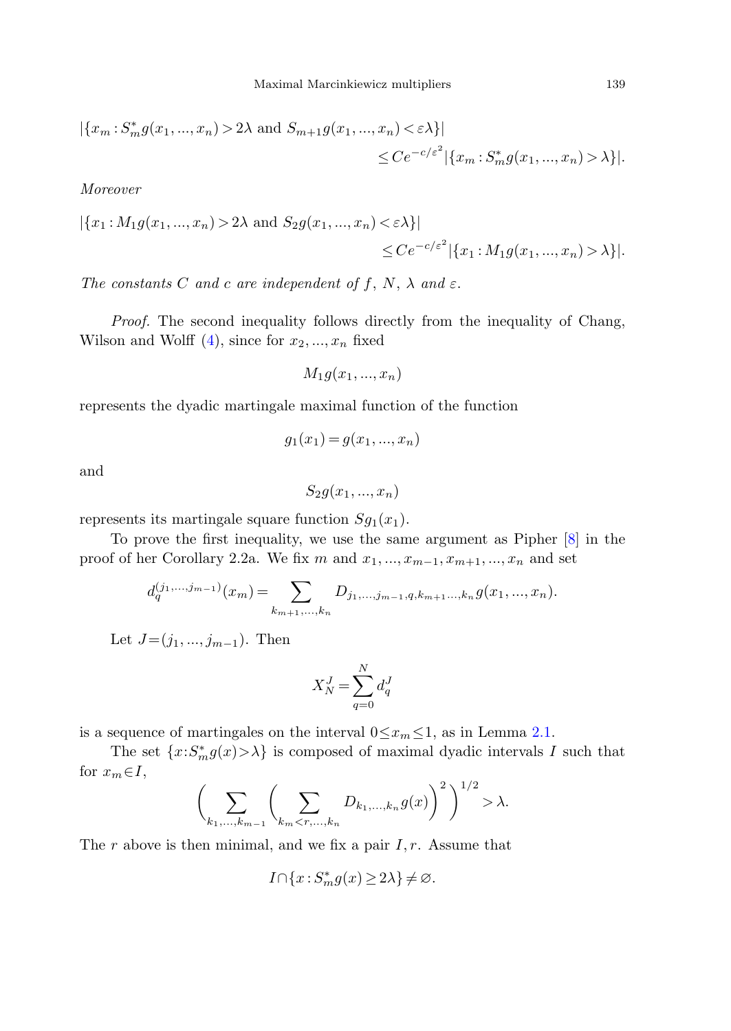$$|\{x_m : S_m^* g(x_1, ..., x_n) > 2\lambda \text{ and } S_{m+1} g(x_1, ..., x_n) < \varepsilon\lambda\}| \leq Ce^{-c/\varepsilon^2} |\{x_m : S_m^* g(x_1, ..., x_n) > \lambda\}|.$$

*Moreover*

$$|\{x_1 : M_1 g(x_1, ..., x_n) > 2\lambda \text{ and } S_2 g(x_1, ..., x_n) < \varepsilon\lambda\}| \leq Ce^{-c/\varepsilon^2} |\{x_1 : M_1 g(x_1, ..., x_n) > \lambda\}|.$$

*The constants $C$ and $c$ are independent of $f$, $N$, $\lambda$ and $\varepsilon$.*

*Proof.* The second inequality follows directly from the inequality of Chang, Wilson and Wolff (4), since for $x_2, ..., x_n$ fixed

$$M_1 g(x_1, ..., x_n)$$

represents the dyadic martingale maximal function of the function

$$g_1(x_1) = g(x_1, ..., x_n)$$

and

$$S_2 g(x_1, ..., x_n)$$

represents its martingale square function $Sg_1(x_1)$.

To prove the first inequality, we use the same argument as Pipher [8] in the proof of her Corollary 2.2a. We fix $m$ and $x_1, ..., x_{m-1}, x_{m+1}, ..., x_n$ and set

$$d_q^{(j_1, ..., j_{m-1})}(x_m) = \sum_{k_{m+1}, ..., k_n} D_{j_1, ..., j_{m-1}, q, k_{m+1} ..., k_n} g(x_1, ..., x_n).$$

Let $J = (j_1, ..., j_{m-1})$. Then

$$X_N^J = \sum_{q=0}^{N} d_q^J$$

is a sequence of martingales on the interval $0 \leq x_m \leq 1$, as in Lemma 2.1.

The set $\{x : S_m^* g(x) > \lambda\}$ is composed of maximal dyadic intervals $I$ such that for $x_m \in I$,

$$\left( \sum_{k_1, ..., k_{m-1}} \left( \sum_{k_m < r, ..., k_n} D_{k_1, ..., k_n} g(x) \right)^2 \right)^{1/2} > \lambda.$$

The $r$ above is then minimal, and we fix a pair $I, r$. Assume that

$$I \cap \{x : S_m^* g(x) \geq 2\lambda\} \neq \varnothing.$$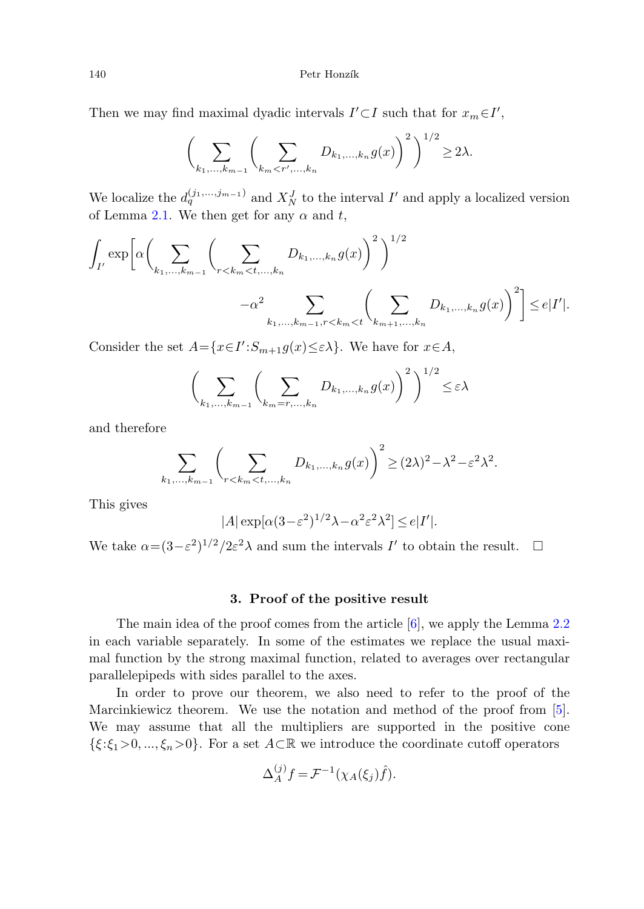Then we may find maximal dyadic intervals $I' \subset I$ such that for $x_m \in I'$,

$$\left( \sum_{k_1,\dots,k_{m-1}} \left( \sum_{k_m < r', \dots, k_n} D_{k_1,\dots,k_n} g(x) \right)^2 \right)^{1/2} \geq 2\lambda.$$

We localize the $d_q^{(j_1,\dots,j_{m-1})}$ and $X_N^J$ to the interval $I'$ and apply a localized version of Lemma 2.1. We then get for any $\alpha$ and $t$,

$$\int_{I'} \exp\bigg[ \alpha \bigg( \sum_{k_1,\dots,k_{m-1}} \bigg( \sum_{r < k_m < t, \dots, k_n} D_{k_1,\dots,k_n} g(x) \bigg)^2 \bigg)^{1/2} \\ - \alpha^2 \sum_{k_1,\dots,k_{m-1}, r < k_m < t} \bigg( \sum_{k_{m+1},\dots,k_n} D_{k_1,\dots,k_n} g(x) \bigg)^2 \bigg] \leq e|I'|.$$

Consider the set $A = \{x \in I' : S_{m+1} g(x) \leq \varepsilon\lambda\}$. We have for $x \in A$,

$$\left( \sum_{k_1,\dots,k_{m-1}} \left( \sum_{k_m = r, \dots, k_n} D_{k_1,\dots,k_n} g(x) \right)^2 \right)^{1/2} \leq \varepsilon\lambda$$

and therefore

$$\sum_{k_1,\dots,k_{m-1}} \left( \sum_{r < k_m < t, \dots, k_n} D_{k_1,\dots,k_n} g(x) \right)^2 \geq (2\lambda)^2 - \lambda^2 - \varepsilon^2\lambda^2.$$

This gives

$$|A| \exp[\alpha(3-\varepsilon^2)^{1/2}\lambda - \alpha^2\varepsilon^2\lambda^2] \leq e|I'|.$$

We take $\alpha = (3-\varepsilon^2)^{1/2}/2\varepsilon^2\lambda$ and sum the intervals $I'$ to obtain the result. $\square$

## 3. Proof of the positive result

The main idea of the proof comes from the article [6], we apply the Lemma 2.2 in each variable separately. In some of the estimates we replace the usual maximal function by the strong maximal function, related to averages over rectangular parallelepipeds with sides parallel to the axes.

In order to prove our theorem, we also need to refer to the proof of the Marcinkiewicz theorem. We use the notation and method of the proof from [5]. We may assume that all the multipliers are supported in the positive cone $\{\xi : \xi_1 > 0, \dots, \xi_n > 0\}$. For a set $A \subset \mathbb{R}$ we introduce the coordinate cutoff operators

$$\Delta_A^{(j)} f = \mathcal{F}^{-1}(\chi_A(\xi_j)\hat{f}).$$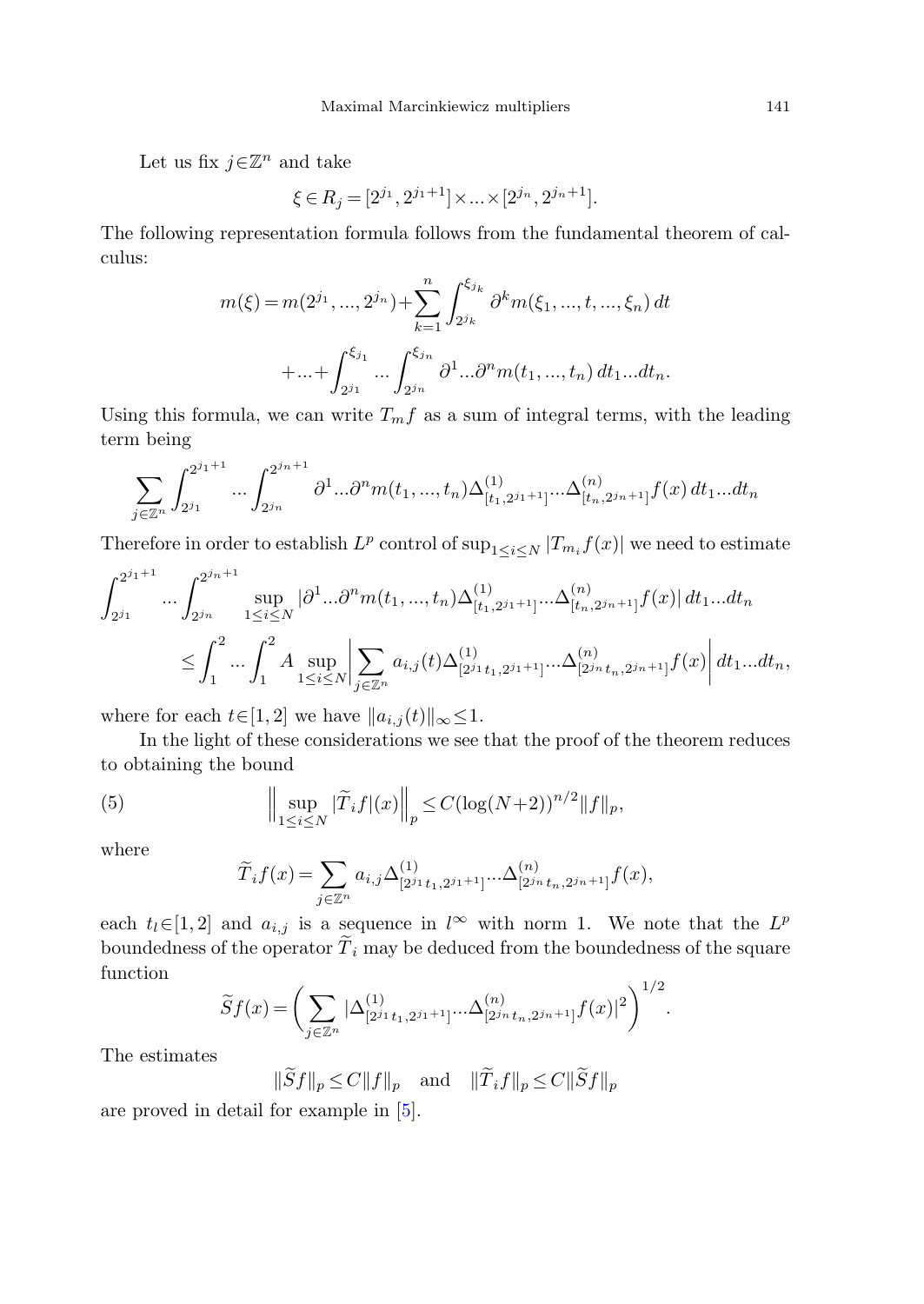Let us fix $j\in\mathbb{Z}^n$ and take

$$\xi\in R_j=[2^{j_1},2^{j_1+1}]\times\ldots\times[2^{j_n},2^{j_n+1}].$$

The following representation formula follows from the fundamental theorem of calculus:

$$m(\xi)=m(2^{j_1},\ldots,2^{j_n})+\sum_{k=1}^{n}\int_{2^{j_k}}^{\xi_{j_k}}\partial^k m(\xi_1,\ldots,t,\ldots,\xi_n)\,dt$$
$$+\ldots+\int_{2^{j_1}}^{\xi_{j_1}}\ldots\int_{2^{j_n}}^{\xi_{j_n}}\partial^1\ldots\partial^n m(t_1,\ldots,t_n)\,dt_1\ldots dt_n.$$

Using this formula, we can write $T_m f$ as a sum of integral terms, with the leading term being

$$\sum_{j\in\mathbb{Z}^n}\int_{2^{j_1}}^{2^{j_1+1}}\ldots\int_{2^{j_n}}^{2^{j_n+1}}\partial^1\ldots\partial^n m(t_1,\ldots,t_n)\Delta^{(1)}_{[t_1,2^{j_1+1}]}\ldots\Delta^{(n)}_{[t_n,2^{j_n+1}]}f(x)\,dt_1\ldots dt_n$$

Therefore in order to establish $L^p$ control of $\sup_{1\le i\le N}|T_{m_i}f(x)|$ we need to estimate

$$\int_{2^{j_1}}^{2^{j_1+1}}\ldots\int_{2^{j_n}}^{2^{j_n+1}}\sup_{1\le i\le N}|\partial^1\ldots\partial^n m(t_1,\ldots,t_n)\Delta^{(1)}_{[t_1,2^{j_1+1}]}\ldots\Delta^{(n)}_{[t_n,2^{j_n+1}]}f(x)|\,dt_1\ldots dt_n$$
$$\le\int_1^2\ldots\int_1^2 A\sup_{1\le i\le N}\left|\sum_{j\in\mathbb{Z}^n}a_{i,j}(t)\Delta^{(1)}_{[2^{j_1}t_1,2^{j_1+1}]}\ldots\Delta^{(n)}_{[2^{j_n}t_n,2^{j_n+1}]}f(x)\right|dt_1\ldots dt_n,$$

where for each $t\in[1,2]$ we have $\|a_{i,j}(t)\|_\infty\le 1$.

In the light of these considerations we see that the proof of the theorem reduces to obtaining the bound

$$\left\|\sup_{1\le i\le N}|\widetilde{T}_i f|(x)\right\|_p\le C(\log(N+2))^{n/2}\|f\|_p, \tag{5}$$

where

$$\widetilde{T}_i f(x)=\sum_{j\in\mathbb{Z}^n}a_{i,j}\Delta^{(1)}_{[2^{j_1}t_1,2^{j_1+1}]}\ldots\Delta^{(n)}_{[2^{j_n}t_n,2^{j_n+1}]}f(x),$$

each $t_l\in[1,2]$ and $a_{i,j}$ is a sequence in $l^\infty$ with norm 1. We note that the $L^p$ boundedness of the operator $\widetilde{T}_i$ may be deduced from the boundedness of the square function

$$\widetilde{S}f(x)=\left(\sum_{j\in\mathbb{Z}^n}|\Delta^{(1)}_{[2^{j_1}t_1,2^{j_1+1}]}\ldots\Delta^{(n)}_{[2^{j_n}t_n,2^{j_n+1}]}f(x)|^2\right)^{1/2}.$$

The estimates

$$\|\widetilde{S}f\|_p\le C\|f\|_p\quad\text{and}\quad\|\widetilde{T}_i f\|_p\le C\|\widetilde{S}f\|_p$$

are proved in detail for example in [5].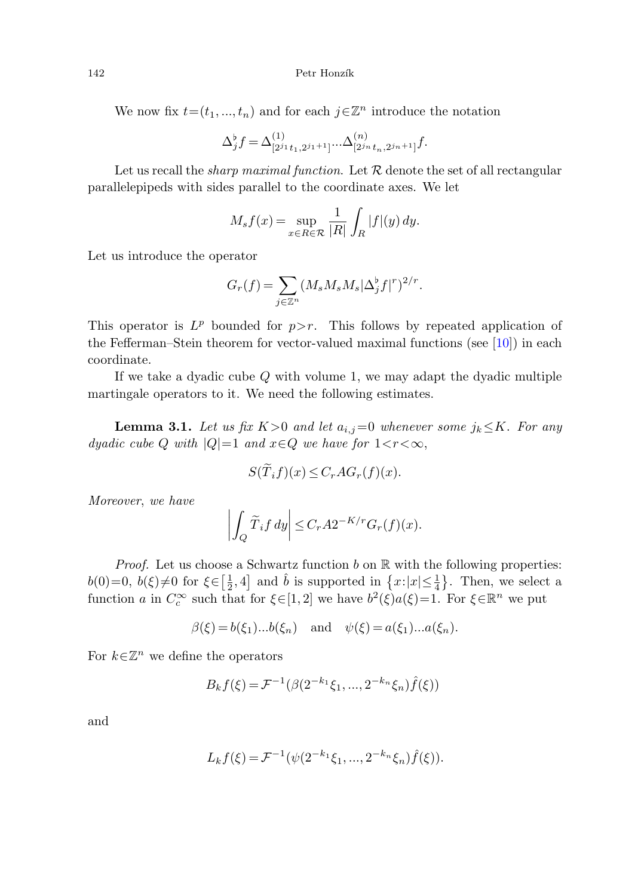We now fix $t=(t_1,...,t_n)$ and for each $j\in\mathbb{Z}^n$ introduce the notation

$$\Delta_j^\flat f = \Delta^{(1)}_{[2^{j_1}t_1,2^{j_1+1}]}...\Delta^{(n)}_{[2^{j_n}t_n,2^{j_n+1}]}f.$$

Let us recall the *sharp maximal function*. Let $\mathcal{R}$ denote the set of all rectangular parallelepipeds with sides parallel to the coordinate axes. We let

$$M_s f(x) = \sup_{x\in R\in\mathcal{R}} \frac{1}{|R|}\int_R |f|(y)\,dy.$$

Let us introduce the operator

$$G_r(f) = \sum_{j\in\mathbb{Z}^n} (M_s M_s M_s |\Delta_j^\flat f|^r)^{2/r}.$$

This operator is $L^p$ bounded for $p>r$. This follows by repeated application of the Fefferman–Stein theorem for vector-valued maximal functions (see [10]) in each coordinate.

If we take a dyadic cube $Q$ with volume 1, we may adapt the dyadic multiple martingale operators to it. We need the following estimates.

**Lemma 3.1.** *Let us fix $K>0$ and let $a_{i,j}=0$ whenever some $j_k\le K$. For any dyadic cube $Q$ with $|Q|=1$ and $x\in Q$ we have for $1<r<\infty$,*

$$S(\widetilde{T}_i f)(x) \le C_r A G_r(f)(x).$$

*Moreover, we have*

$$\left|\int_Q \widetilde{T}_i f\,dy\right| \le C_r A 2^{-K/r} G_r(f)(x).$$

*Proof.* Let us choose a Schwartz function $b$ on $\mathbb{R}$ with the following properties: $b(0)=0$, $b(\xi)\ne 0$ for $\xi\in\left[\frac{1}{2},4\right]$ and $\hat{b}$ is supported in $\left\{x:|x|\le\frac{1}{4}\right\}$. Then, we select a function $a$ in $C_c^\infty$ such that for $\xi\in[1,2]$ we have $b^2(\xi)a(\xi)=1$. For $\xi\in\mathbb{R}^n$ we put

$$\beta(\xi)=b(\xi_1)...b(\xi_n) \quad \text{and} \quad \psi(\xi)=a(\xi_1)...a(\xi_n).$$

For $k\in\mathbb{Z}^n$ we define the operators

$$B_k f(\xi) = \mathcal{F}^{-1}(\beta(2^{-k_1}\xi_1,...,2^{-k_n}\xi_n)\hat{f}(\xi))$$

and

$$L_k f(\xi) = \mathcal{F}^{-1}(\psi(2^{-k_1}\xi_1,...,2^{-k_n}\xi_n)\hat{f}(\xi)).$$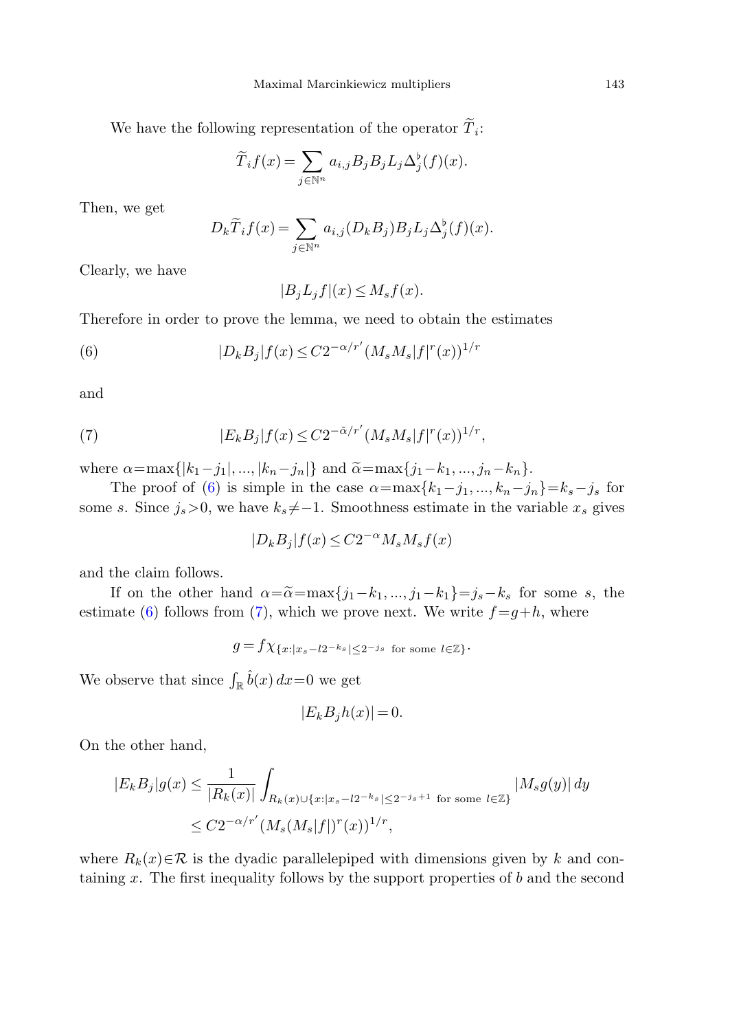We have the following representation of the operator $\widetilde{T}_i$:

$$\widetilde{T}_i f(x) = \sum_{j\in\mathbb{N}^n} a_{i,j} B_j B_j L_j \Delta_j^\flat(f)(x).$$

Then, we get

$$D_k \widetilde{T}_i f(x) = \sum_{j\in\mathbb{N}^n} a_{i,j} (D_k B_j) B_j L_j \Delta_j^\flat(f)(x).$$

Clearly, we have

$$|B_j L_j f|(x) \le M_s f(x).$$

Therefore in order to prove the lemma, we need to obtain the estimates

$$|D_k B_j| f(x) \le C 2^{-\alpha/r'} (M_s M_s |f|^r(x))^{1/r} \tag{6}$$

and

$$|E_k B_j| f(x) \le C 2^{-\tilde{\alpha}/r'} (M_s M_s |f|^r(x))^{1/r}, \tag{7}$$

where $\alpha = \max\{|k_1 - j_1|, ..., |k_n - j_n|\}$ and $\widetilde{\alpha} = \max\{j_1 - k_1, ..., j_n - k_n\}$.

The proof of (6) is simple in the case $\alpha = \max\{k_1 - j_1, ..., k_n - j_n\} = k_s - j_s$ for some $s$. Since $j_s > 0$, we have $k_s \neq -1$. Smoothness estimate in the variable $x_s$ gives

$$|D_k B_j| f(x) \le C 2^{-\alpha} M_s M_s f(x)$$

and the claim follows.

If on the other hand $\alpha = \widetilde{\alpha} = \max\{j_1 - k_1, ..., j_1 - k_1\} = j_s - k_s$ for some $s$, the estimate (6) follows from (7), which we prove next. We write $f = g + h$, where

$$g = f\chi_{\{x : |x_s - l2^{-k_s}| \le 2^{-j_s} \text{ for some } l\in\mathbb{Z}\}}.$$

We observe that since $\int_{\mathbb{R}} \hat{b}(x)\, dx = 0$ we get

$$|E_k B_j h(x)| = 0.$$

On the other hand,

$$\begin{aligned}
|E_k B_j| g(x) &\le \frac{1}{|R_k(x)|} \int_{R_k(x) \cup \{x : |x_s - l2^{-k_s}| \le 2^{-j_s+1} \text{ for some } l\in\mathbb{Z}\}} |M_s g(y)|\, dy \\
&\le C 2^{-\alpha/r'} (M_s (M_s|f|)^r(x))^{1/r},
\end{aligned}$$

where $R_k(x) \in \mathcal{R}$ is the dyadic parallelepiped with dimensions given by $k$ and containing $x$. The first inequality follows by the support properties of $b$ and the second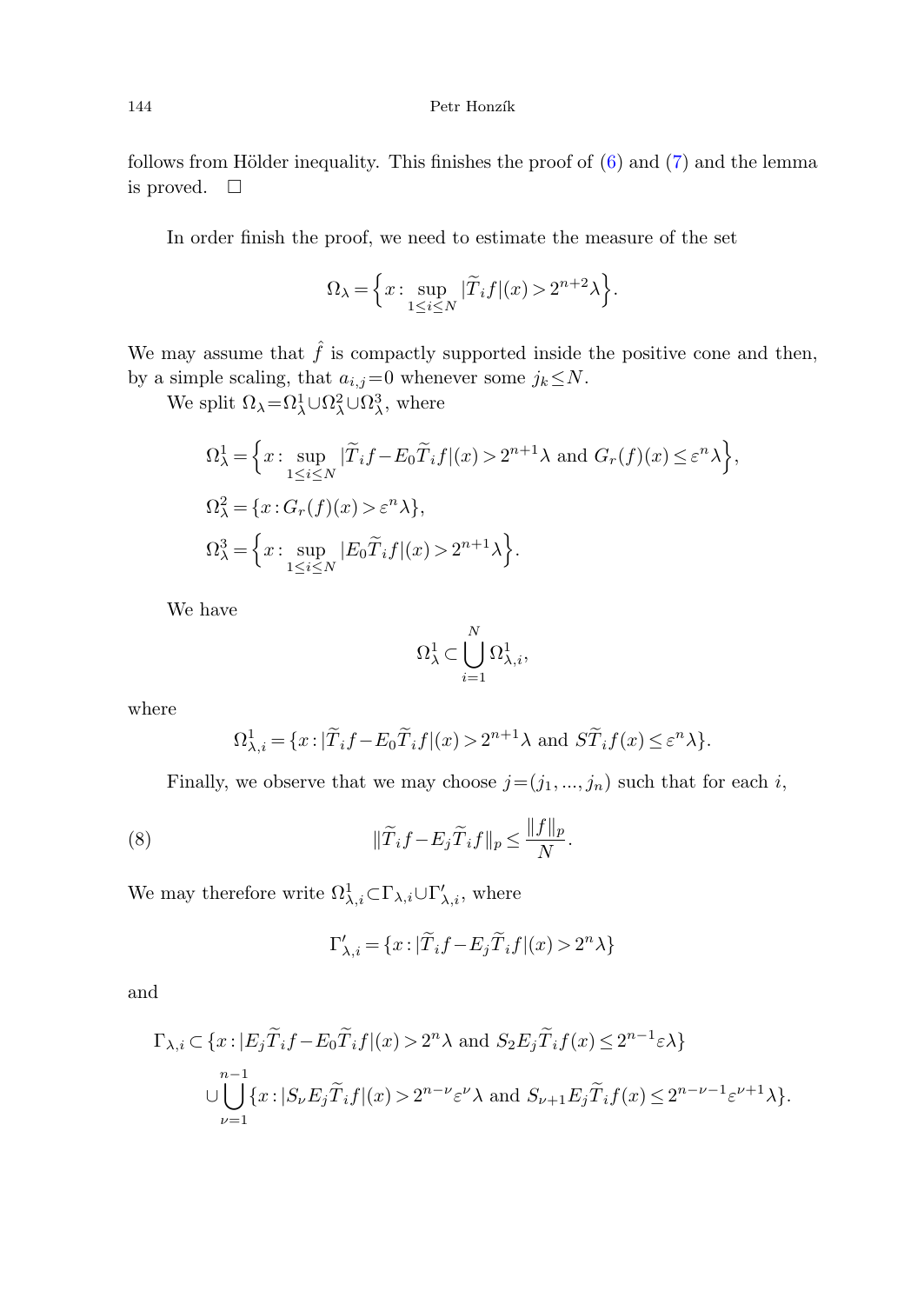follows from Hölder inequality. This finishes the proof of (6) and (7) and the lemma is proved. $\square$

In order finish the proof, we need to estimate the measure of the set

$$\Omega_\lambda = \Big\{ x : \sup_{1\le i\le N} |\widetilde{T}_i f|(x) > 2^{n+2}\lambda \Big\}.$$

We may assume that $\hat{f}$ is compactly supported inside the positive cone and then, by a simple scaling, that $a_{i,j}=0$ whenever some $j_k \le N$.

We split $\Omega_\lambda = \Omega_\lambda^1 \cup \Omega_\lambda^2 \cup \Omega_\lambda^3$, where

$$\begin{aligned}
\Omega_\lambda^1 &= \Big\{ x : \sup_{1\le i\le N} |\widetilde{T}_i f - E_0 \widetilde{T}_i f|(x) > 2^{n+1}\lambda \text{ and } G_r(f)(x) \le \varepsilon^n \lambda \Big\},\\
\Omega_\lambda^2 &= \{ x : G_r(f)(x) > \varepsilon^n \lambda \},\\
\Omega_\lambda^3 &= \Big\{ x : \sup_{1\le i\le N} |E_0 \widetilde{T}_i f|(x) > 2^{n+1}\lambda \Big\}.
\end{aligned}$$

We have

$$\Omega_\lambda^1 \subset \bigcup_{i=1}^N \Omega_{\lambda,i}^1,$$

where

$$\Omega_{\lambda,i}^1 = \{ x : |\widetilde{T}_i f - E_0 \widetilde{T}_i f|(x) > 2^{n+1}\lambda \text{ and } S\widetilde{T}_i f(x) \le \varepsilon^n \lambda \}.$$

Finally, we observe that we may choose $j=(j_1, ..., j_n)$ such that for each $i$,

$$\|\widetilde{T}_i f - E_j \widetilde{T}_i f\|_p \le \frac{\|f\|_p}{N}. \tag{8}$$

We may therefore write $\Omega_{\lambda,i}^1 \subset \Gamma_{\lambda,i} \cup \Gamma'_{\lambda,i}$, where

$$\Gamma'_{\lambda,i} = \{ x : |\widetilde{T}_i f - E_j \widetilde{T}_i f|(x) > 2^n \lambda \}$$

and

$$\begin{aligned}
\Gamma_{\lambda,i} \subset \{ x &: |E_j \widetilde{T}_i f - E_0 \widetilde{T}_i f|(x) > 2^n \lambda \text{ and } S_2 E_j \widetilde{T}_i f(x) \le 2^{n-1}\varepsilon\lambda \}\\
&\cup \bigcup_{\nu=1}^{n-1} \{ x : |S_\nu E_j \widetilde{T}_i f|(x) > 2^{n-\nu}\varepsilon^\nu \lambda \text{ and } S_{\nu+1} E_j \widetilde{T}_i f(x) \le 2^{n-\nu-1}\varepsilon^{\nu+1}\lambda \}.
\end{aligned}$$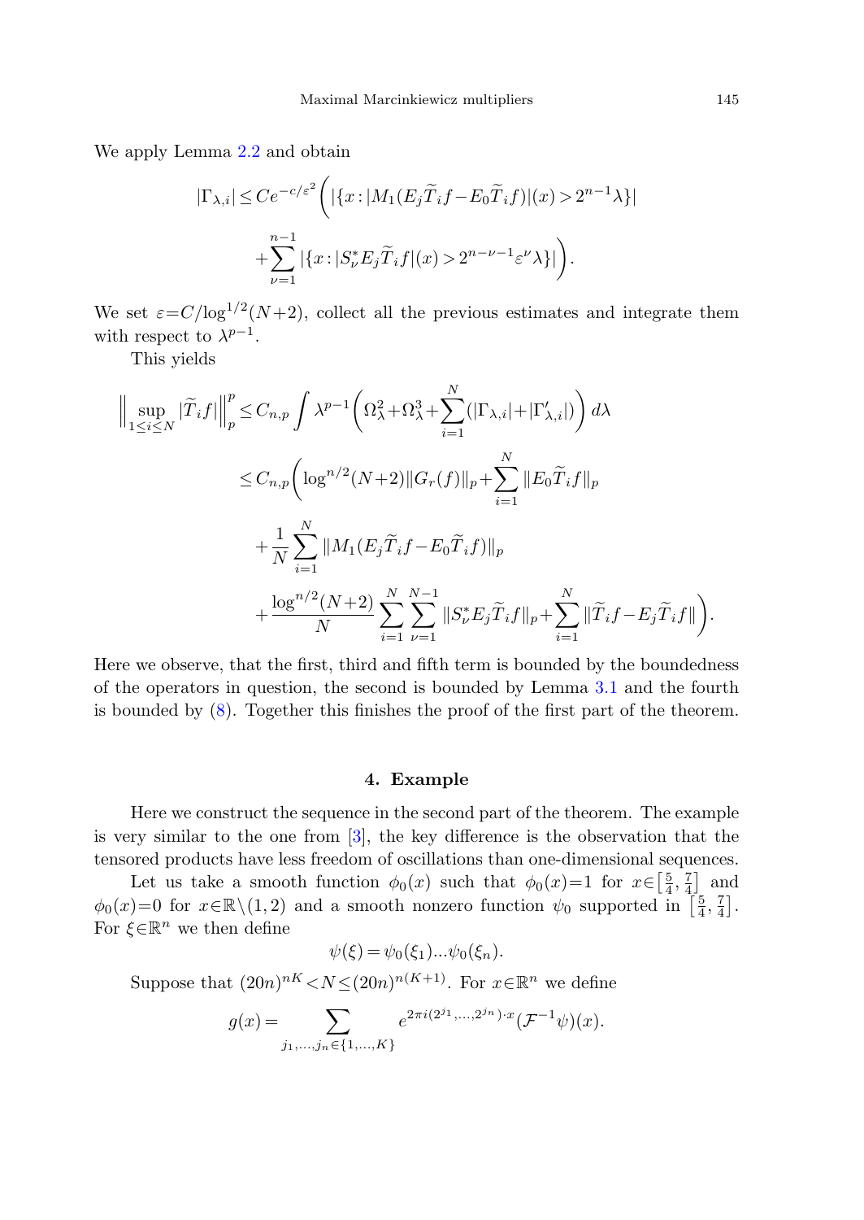We apply Lemma 2.2 and obtain

$$
\begin{aligned}
|\Gamma_{\lambda,i}| \le C e^{-c/\varepsilon^2}\Bigg( &|\{x : |M_1(E_j\widetilde{T}_i f - E_0\widetilde{T}_i f)|(x) > 2^{n-1}\lambda\}| \\
&+\sum_{\nu=1}^{n-1} |\{x : |S_\nu^* E_j \widetilde{T}_i f|(x) > 2^{n-\nu-1}\varepsilon^\nu \lambda\}|\Bigg).
\end{aligned}
$$

We set $\varepsilon = C/\log^{1/2}(N+2)$, collect all the previous estimates and integrate them with respect to $\lambda^{p-1}$.

This yields

$$
\begin{aligned}
\Big\|\sup_{1\le i\le N} |\widetilde{T}_i f|\Big\|_p^p &\le C_{n,p} \int \lambda^{p-1}\Bigg(\Omega_\lambda^2 + \Omega_\lambda^3 + \sum_{i=1}^N (|\Gamma_{\lambda,i}| + |\Gamma'_{\lambda,i}|)\Bigg)\, d\lambda \\
&\le C_{n,p}\Bigg(\log^{n/2}(N+2)\|G_r(f)\|_p + \sum_{i=1}^N \|E_0\widetilde{T}_i f\|_p \\
&\quad + \frac{1}{N}\sum_{i=1}^N \|M_1(E_j\widetilde{T}_i f - E_0\widetilde{T}_i f)\|_p \\
&\quad + \frac{\log^{n/2}(N+2)}{N}\sum_{i=1}^N\sum_{\nu=1}^{N-1} \|S_\nu^* E_j\widetilde{T}_i f\|_p + \sum_{i=1}^N \|\widetilde{T}_i f - E_j\widetilde{T}_i f\|\Bigg).
\end{aligned}
$$

Here we observe, that the first, third and fifth term is bounded by the boundedness of the operators in question, the second is bounded by Lemma 3.1 and the fourth is bounded by (8). Together this finishes the proof of the first part of the theorem.

## 4. Example

Here we construct the sequence in the second part of the theorem. The example is very similar to the one from [3], the key difference is the observation that the tensored products have less freedom of oscillations than one-dimensional sequences.

Let us take a smooth function $\phi_0(x)$ such that $\phi_0(x)=1$ for $x\in\left[\frac{5}{4},\frac{7}{4}\right]$ and $\phi_0(x)=0$ for $x\in\mathbb{R}\setminus(1,2)$ and a smooth nonzero function $\psi_0$ supported in $\left[\frac{5}{4},\frac{7}{4}\right]$. For $\xi\in\mathbb{R}^n$ we then define

$$
\psi(\xi) = \psi_0(\xi_1)\ldots\psi_0(\xi_n).
$$

Suppose that $(20n)^{nK} < N \le (20n)^{n(K+1)}$. For $x\in\mathbb{R}^n$ we define

$$
g(x) = \sum_{j_1,\ldots,j_n\in\{1,\ldots,K\}} e^{2\pi i (2^{j_1},\ldots,2^{j_n})\cdot x} (\mathcal{F}^{-1}\psi)(x).
$$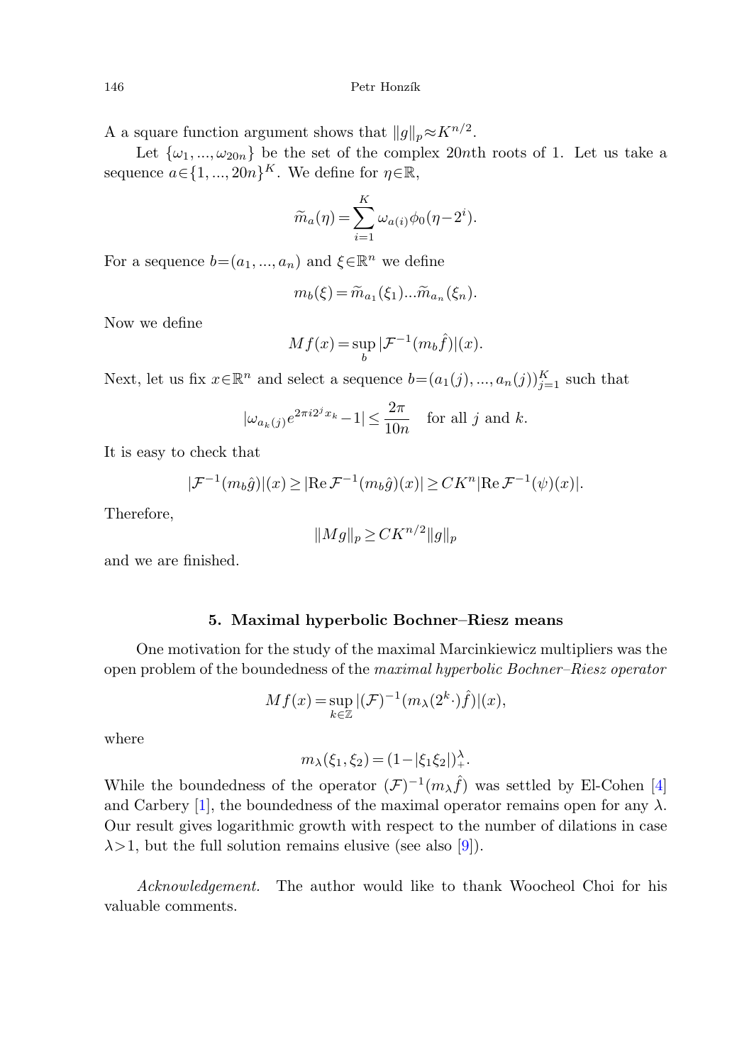A a square function argument shows that $\|g\|_p \approx K^{n/2}$.

Let $\{\omega_1, ..., \omega_{20n}\}$ be the set of the complex $20n$th roots of 1. Let us take a sequence $a \in \{1, ..., 20n\}^K$. We define for $\eta \in \mathbb{R}$,

$$\widetilde{m}_a(\eta) = \sum_{i=1}^{K} \omega_{a(i)} \phi_0(\eta - 2^i).$$

For a sequence $b = (a_1, ..., a_n)$ and $\xi \in \mathbb{R}^n$ we define

$$m_b(\xi) = \widetilde{m}_{a_1}(\xi_1) ... \widetilde{m}_{a_n}(\xi_n).$$

Now we define

$$Mf(x) = \sup_b |\mathcal{F}^{-1}(m_b \hat{f})|(x).$$

Next, let us fix $x \in \mathbb{R}^n$ and select a sequence $b = (a_1(j), ..., a_n(j))_{j=1}^K$ such that

$$|\omega_{a_k(j)} e^{2\pi i 2^j x_k} - 1| \le \frac{2\pi}{10n} \quad \text{for all } j \text{ and } k.$$

It is easy to check that

$$|\mathcal{F}^{-1}(m_b \hat{g})|(x) \ge |\mathrm{Re}\, \mathcal{F}^{-1}(m_b \hat{g})(x)| \ge C K^n |\mathrm{Re}\, \mathcal{F}^{-1}(\psi)(x)|.$$

Therefore,

$$\|Mg\|_p \ge C K^{n/2} \|g\|_p$$

and we are finished.

## 5. Maximal hyperbolic Bochner–Riesz means

One motivation for the study of the maximal Marcinkiewicz multipliers was the open problem of the boundedness of the *maximal hyperbolic Bochner–Riesz operator*

$$Mf(x) = \sup_{k \in \mathbb{Z}} |(\mathcal{F})^{-1}(m_\lambda(2^k \cdot) \hat{f})|(x),$$

where

$$m_\lambda(\xi_1, \xi_2) = (1 - |\xi_1 \xi_2|)_+^\lambda.$$

While the boundedness of the operator $(\mathcal{F})^{-1}(m_\lambda \hat{f})$ was settled by El-Cohen [4] and Carbery [1], the boundedness of the maximal operator remains open for any $\lambda$. Our result gives logarithmic growth with respect to the number of dilations in case $\lambda > 1$, but the full solution remains elusive (see also [9]).

*Acknowledgement.* The author would like to thank Woocheol Choi for his valuable comments.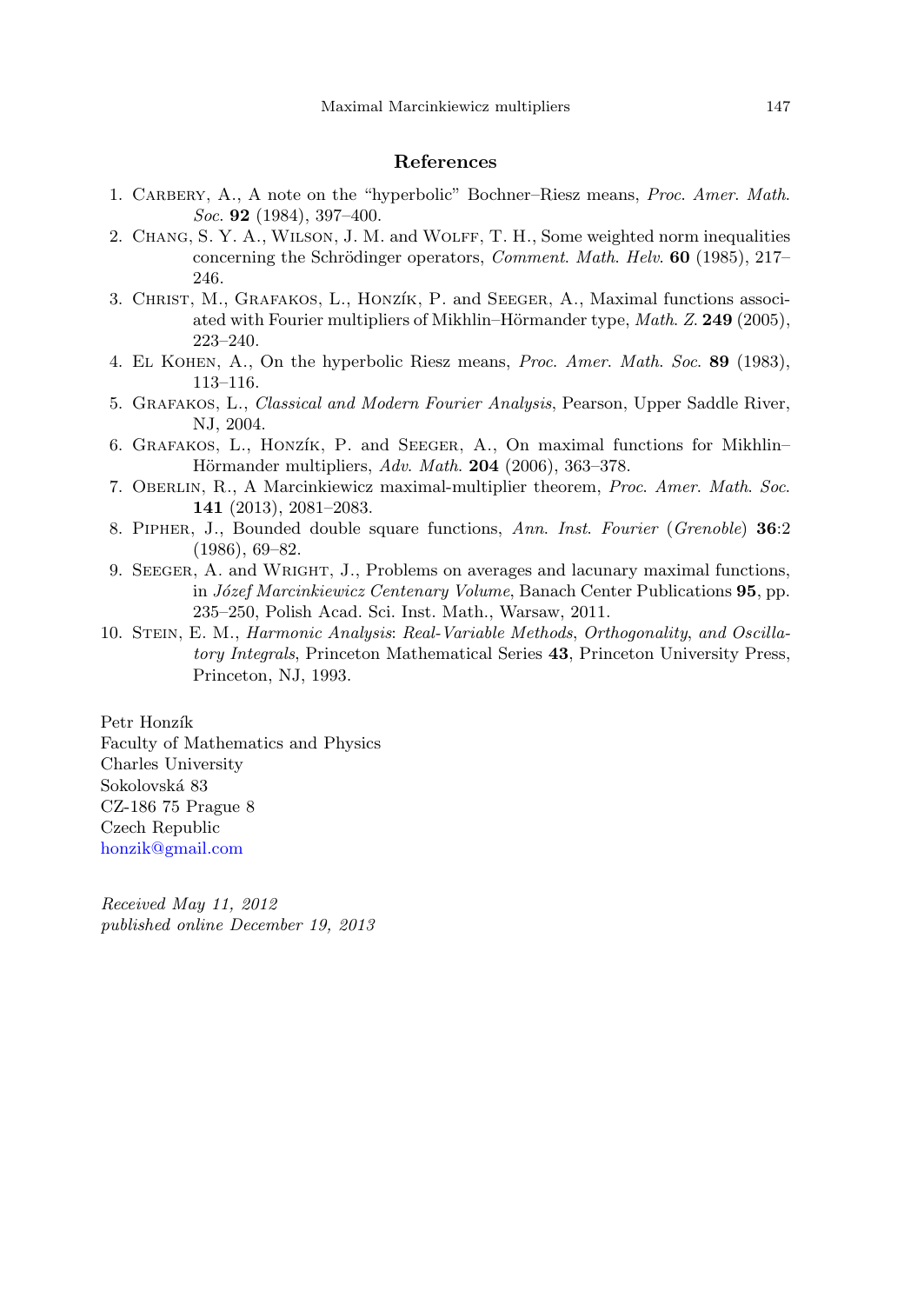## References

1. Carbery, A., A note on the "hyperbolic" Bochner–Riesz means, *Proc. Amer. Math. Soc.* **92** (1984), 397–400.
2. Chang, S. Y. A., Wilson, J. M. and Wolff, T. H., Some weighted norm inequalities concerning the Schrödinger operators, *Comment. Math. Helv.* **60** (1985), 217–246.
3. Christ, M., Grafakos, L., Honzík, P. and Seeger, A., Maximal functions associated with Fourier multipliers of Mikhlin–Hörmander type, *Math. Z.* **249** (2005), 223–240.
4. El Kohen, A., On the hyperbolic Riesz means, *Proc. Amer. Math. Soc.* **89** (1983), 113–116.
5. Grafakos, L., *Classical and Modern Fourier Analysis*, Pearson, Upper Saddle River, NJ, 2004.
6. Grafakos, L., Honzík, P. and Seeger, A., On maximal functions for Mikhlin–Hörmander multipliers, *Adv. Math.* **204** (2006), 363–378.
7. Oberlin, R., A Marcinkiewicz maximal-multiplier theorem, *Proc. Amer. Math. Soc.* **141** (2013), 2081–2083.
8. Pipher, J., Bounded double square functions, *Ann. Inst. Fourier* (*Grenoble*) **36**:2 (1986), 69–82.
9. Seeger, A. and Wright, J., Problems on averages and lacunary maximal functions, in *Józef Marcinkiewicz Centenary Volume*, Banach Center Publications **95**, pp. 235–250, Polish Acad. Sci. Inst. Math., Warsaw, 2011.
10. Stein, E. M., *Harmonic Analysis*: *Real-Variable Methods*, *Orthogonality*, *and Oscillatory Integrals*, Princeton Mathematical Series **43**, Princeton University Press, Princeton, NJ, 1993.

Petr Honzík
Faculty of Mathematics and Physics
Charles University
Sokolovská 83
CZ-186 75 Prague 8
Czech Republic
honzik@gmail.com

*Received May 11, 2012*
*published online December 19, 2013*